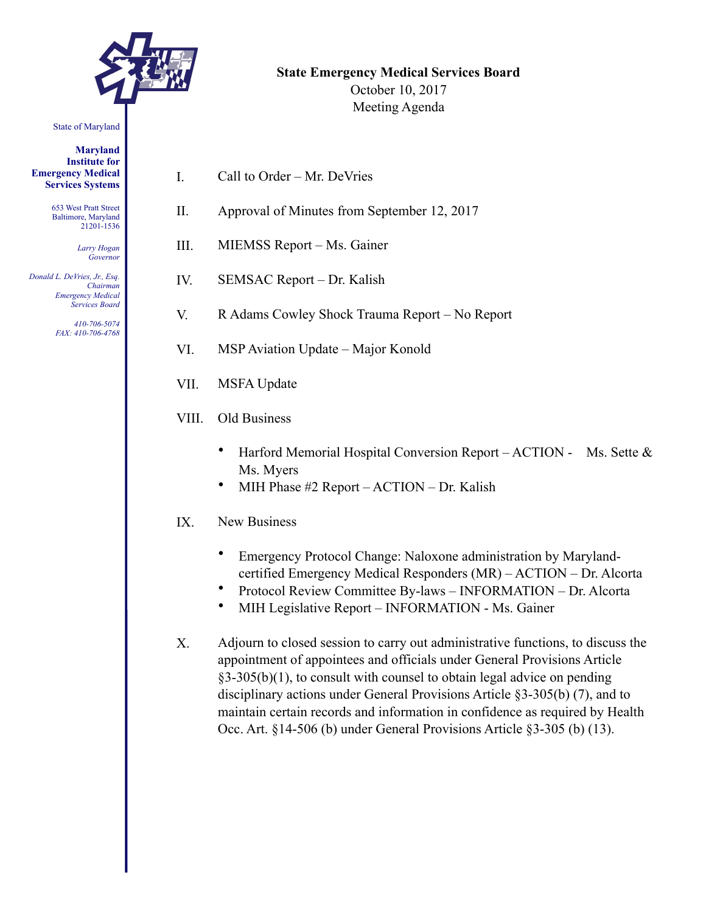State of Maryland

**Maryland Institute for Emergency Medical Services Systems**

653 West Pratt Street
Baltimore, Maryland
21201-1536

*Larry Hogan*
*Governor*

*Donald L. DeVries, Jr., Esq.*
*Chairman*
*Emergency Medical Services Board*

*410-706-5074*
*FAX: 410-706-4768*

**State Emergency Medical Services Board**
October 10, 2017
Meeting Agenda

I. Call to Order – Mr. DeVries

II. Approval of Minutes from September 12, 2017

III. MIEMSS Report – Ms. Gainer

IV. SEMSAC Report – Dr. Kalish

V. R Adams Cowley Shock Trauma Report – No Report

VI. MSP Aviation Update – Major Konold

VII. MSFA Update

VIII. Old Business

- Harford Memorial Hospital Conversion Report – ACTION - Ms. Sette & Ms. Myers
- MIH Phase #2 Report – ACTION – Dr. Kalish

IX. New Business

- Emergency Protocol Change: Naloxone administration by Maryland-certified Emergency Medical Responders (MR) – ACTION – Dr. Alcorta
- Protocol Review Committee By-laws – INFORMATION – Dr. Alcorta
- MIH Legislative Report – INFORMATION - Ms. Gainer

X. Adjourn to closed session to carry out administrative functions, to discuss the appointment of appointees and officials under General Provisions Article §3-305(b)(1), to consult with counsel to obtain legal advice on pending disciplinary actions under General Provisions Article §3-305(b) (7), and to maintain certain records and information in confidence as required by Health Occ. Art. §14-506 (b) under General Provisions Article §3-305 (b) (13).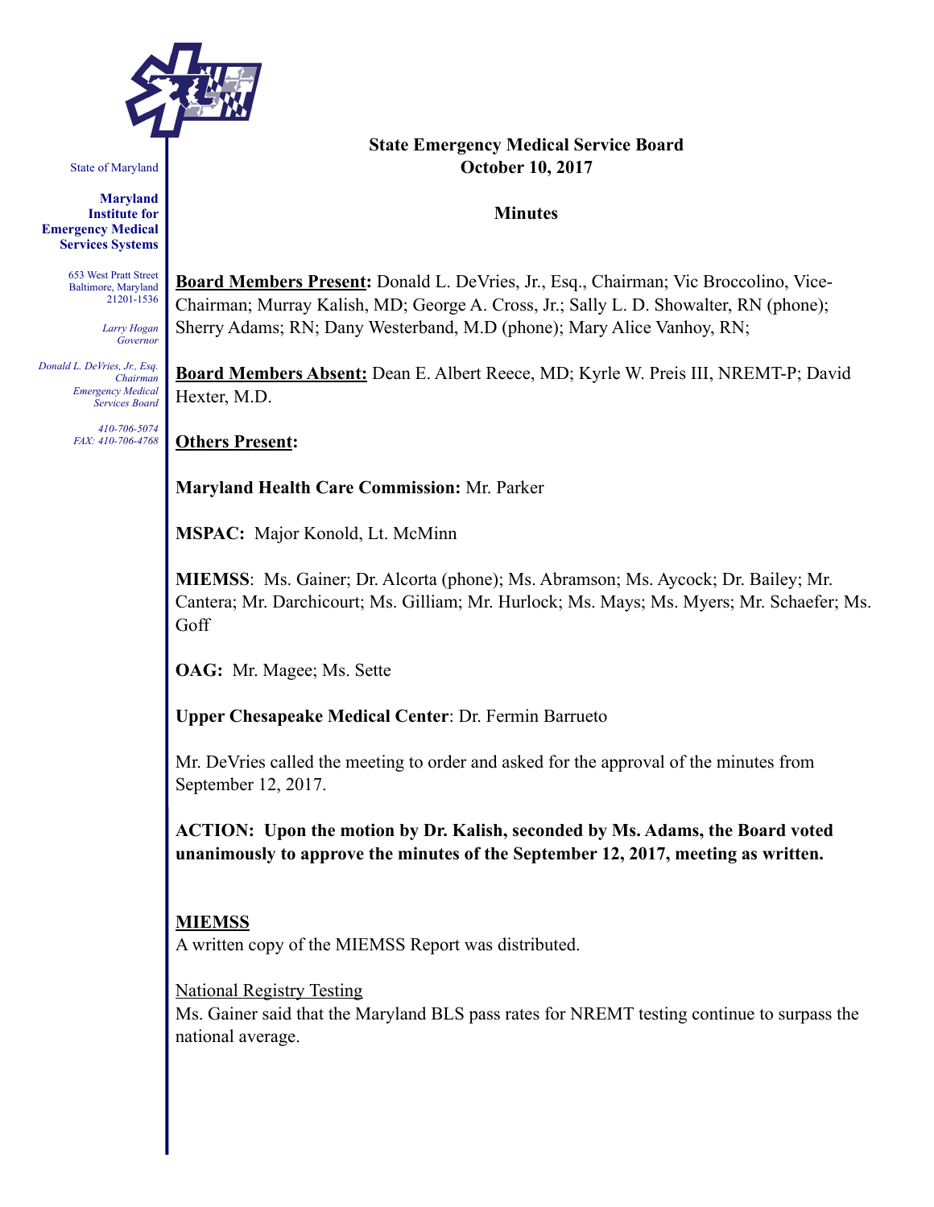State of Maryland

**Maryland Institute for Emergency Medical Services Systems**

653 West Pratt Street
Baltimore, Maryland
21201-1536

*Larry Hogan*
*Governor*

*Donald L. DeVries, Jr., Esq.*
*Chairman*
*Emergency Medical Services Board*

*410-706-5074*
*FAX: 410-706-4768*

**State Emergency Medical Service Board**
**October 10, 2017**

**Minutes**

**Board Members Present:** Donald L. DeVries, Jr., Esq., Chairman; Vic Broccolino, Vice-Chairman; Murray Kalish, MD; George A. Cross, Jr.; Sally L. D. Showalter, RN (phone); Sherry Adams; RN; Dany Westerband, M.D (phone); Mary Alice Vanhoy, RN;

**Board Members Absent:** Dean E. Albert Reece, MD; Kyrle W. Preis III, NREMT-P; David Hexter, M.D.

**Others Present:**

**Maryland Health Care Commission:** Mr. Parker

**MSPAC:** Major Konold, Lt. McMinn

**MIEMSS**: Ms. Gainer; Dr. Alcorta (phone); Ms. Abramson; Ms. Aycock; Dr. Bailey; Mr. Cantera; Mr. Darchicourt; Ms. Gilliam; Mr. Hurlock; Ms. Mays; Ms. Myers; Mr. Schaefer; Ms. Goff

**OAG:** Mr. Magee; Ms. Sette

**Upper Chesapeake Medical Center**: Dr. Fermin Barrueto

Mr. DeVries called the meeting to order and asked for the approval of the minutes from September 12, 2017.

**ACTION: Upon the motion by Dr. Kalish, seconded by Ms. Adams, the Board voted unanimously to approve the minutes of the September 12, 2017, meeting as written.**

**MIEMSS**
A written copy of the MIEMSS Report was distributed.

National Registry Testing
Ms. Gainer said that the Maryland BLS pass rates for NREMT testing continue to surpass the national average.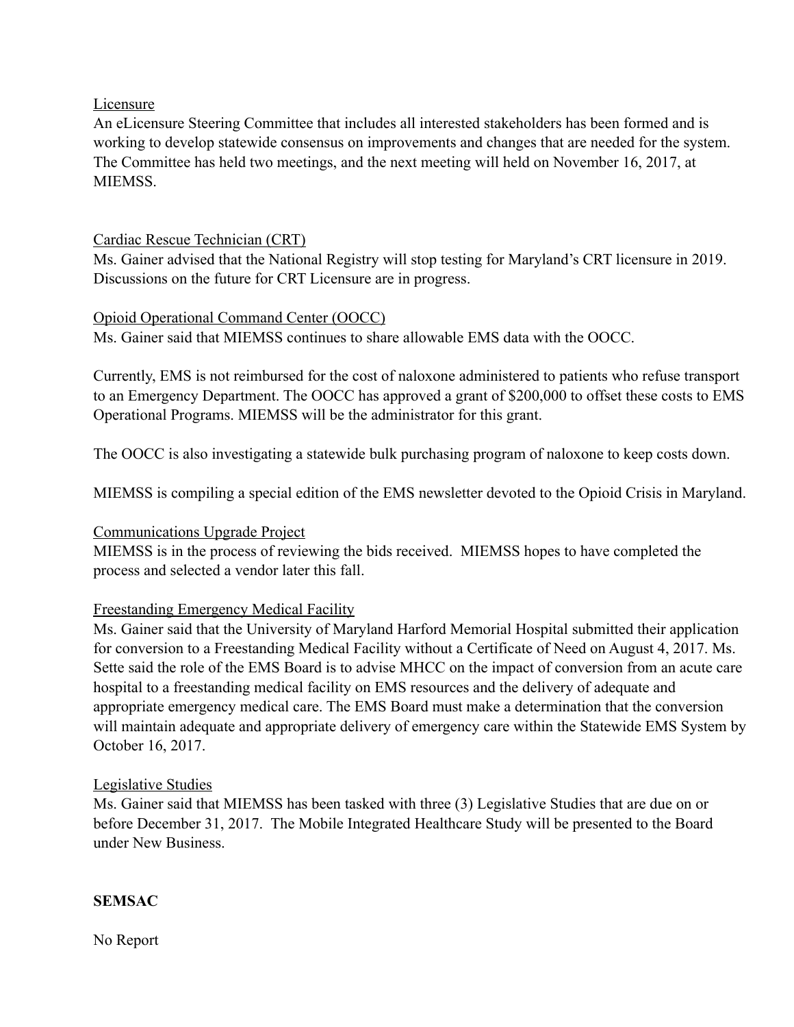<u>Licensure</u>

An eLicensure Steering Committee that includes all interested stakeholders has been formed and is working to develop statewide consensus on improvements and changes that are needed for the system. The Committee has held two meetings, and the next meeting will held on November 16, 2017, at MIEMSS.

<u>Cardiac Rescue Technician (CRT)</u>

Ms. Gainer advised that the National Registry will stop testing for Maryland's CRT licensure in 2019. Discussions on the future for CRT Licensure are in progress.

<u>Opioid Operational Command Center (OOCC)</u>

Ms. Gainer said that MIEMSS continues to share allowable EMS data with the OOCC.

Currently, EMS is not reimbursed for the cost of naloxone administered to patients who refuse transport to an Emergency Department. The OOCC has approved a grant of $200,000 to offset these costs to EMS Operational Programs. MIEMSS will be the administrator for this grant.

The OOCC is also investigating a statewide bulk purchasing program of naloxone to keep costs down.

MIEMSS is compiling a special edition of the EMS newsletter devoted to the Opioid Crisis in Maryland.

<u>Communications Upgrade Project</u>

MIEMSS is in the process of reviewing the bids received. MIEMSS hopes to have completed the process and selected a vendor later this fall.

<u>Freestanding Emergency Medical Facility</u>

Ms. Gainer said that the University of Maryland Harford Memorial Hospital submitted their application for conversion to a Freestanding Medical Facility without a Certificate of Need on August 4, 2017. Ms. Sette said the role of the EMS Board is to advise MHCC on the impact of conversion from an acute care hospital to a freestanding medical facility on EMS resources and the delivery of adequate and appropriate emergency medical care. The EMS Board must make a determination that the conversion will maintain adequate and appropriate delivery of emergency care within the Statewide EMS System by October 16, 2017.

<u>Legislative Studies</u>

Ms. Gainer said that MIEMSS has been tasked with three (3) Legislative Studies that are due on or before December 31, 2017. The Mobile Integrated Healthcare Study will be presented to the Board under New Business.

**SEMSAC**

No Report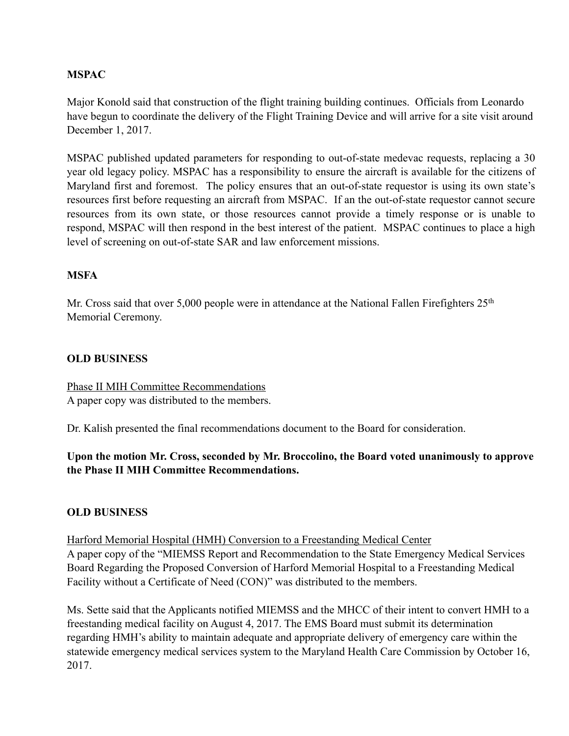**MSPAC**

Major Konold said that construction of the flight training building continues. Officials from Leonardo have begun to coordinate the delivery of the Flight Training Device and will arrive for a site visit around December 1, 2017.

MSPAC published updated parameters for responding to out-of-state medevac requests, replacing a 30 year old legacy policy. MSPAC has a responsibility to ensure the aircraft is available for the citizens of Maryland first and foremost. The policy ensures that an out-of-state requestor is using its own state's resources first before requesting an aircraft from MSPAC. If an the out-of-state requestor cannot secure resources from its own state, or those resources cannot provide a timely response or is unable to respond, MSPAC will then respond in the best interest of the patient. MSPAC continues to place a high level of screening on out-of-state SAR and law enforcement missions.

**MSFA**

Mr. Cross said that over 5,000 people were in attendance at the National Fallen Firefighters 25th Memorial Ceremony.

**OLD BUSINESS**

Phase II MIH Committee Recommendations
A paper copy was distributed to the members.

Dr. Kalish presented the final recommendations document to the Board for consideration.

**Upon the motion Mr. Cross, seconded by Mr. Broccolino, the Board voted unanimously to approve the Phase II MIH Committee Recommendations.**

**OLD BUSINESS**

Harford Memorial Hospital (HMH) Conversion to a Freestanding Medical Center
A paper copy of the "MIEMSS Report and Recommendation to the State Emergency Medical Services Board Regarding the Proposed Conversion of Harford Memorial Hospital to a Freestanding Medical Facility without a Certificate of Need (CON)" was distributed to the members.

Ms. Sette said that the Applicants notified MIEMSS and the MHCC of their intent to convert HMH to a freestanding medical facility on August 4, 2017. The EMS Board must submit its determination regarding HMH's ability to maintain adequate and appropriate delivery of emergency care within the statewide emergency medical services system to the Maryland Health Care Commission by October 16, 2017.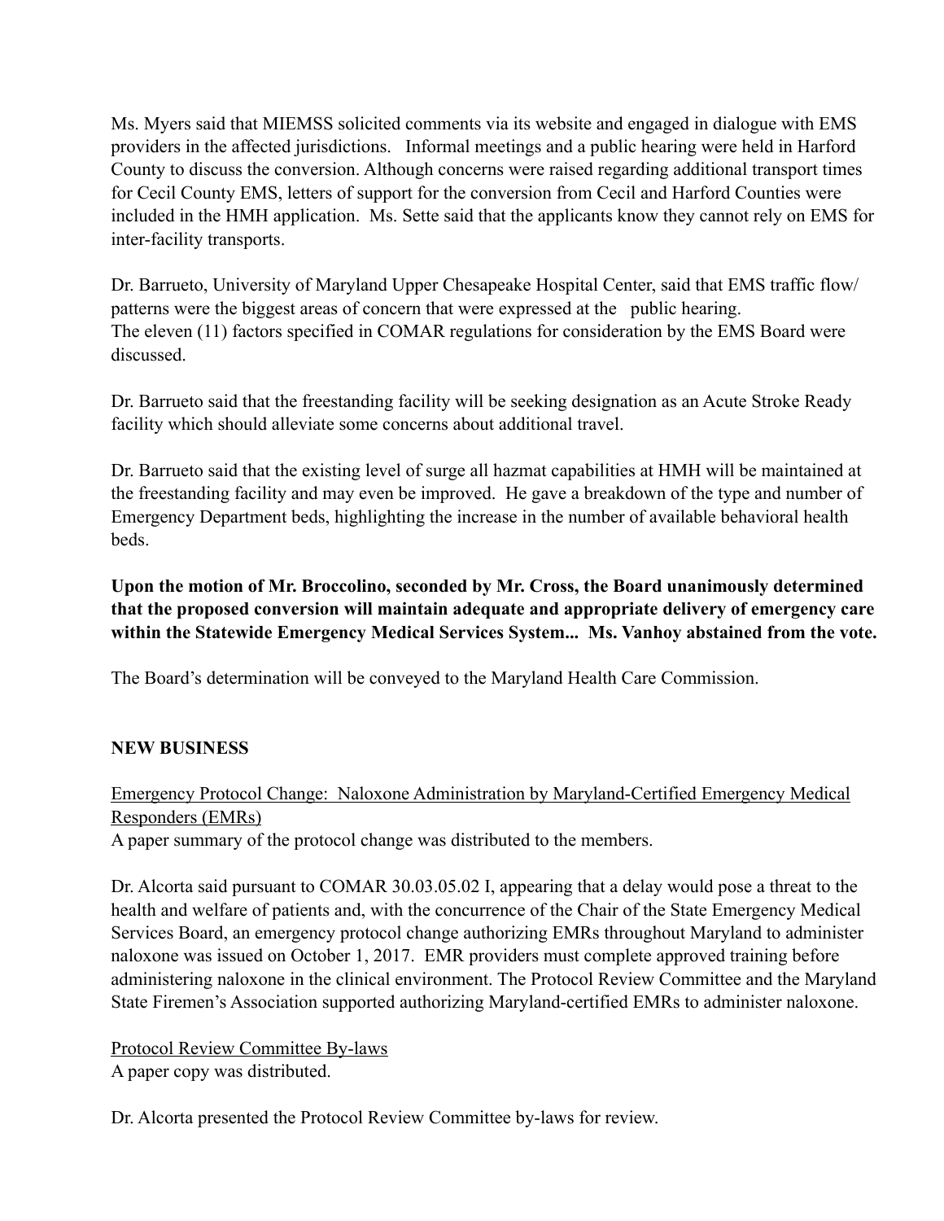Ms. Myers said that MIEMSS solicited comments via its website and engaged in dialogue with EMS providers in the affected jurisdictions. Informal meetings and a public hearing were held in Harford County to discuss the conversion. Although concerns were raised regarding additional transport times for Cecil County EMS, letters of support for the conversion from Cecil and Harford Counties were included in the HMH application. Ms. Sette said that the applicants know they cannot rely on EMS for inter-facility transports.

Dr. Barrueto, University of Maryland Upper Chesapeake Hospital Center, said that EMS traffic flow/ patterns were the biggest areas of concern that were expressed at the public hearing.
The eleven (11) factors specified in COMAR regulations for consideration by the EMS Board were discussed.

Dr. Barrueto said that the freestanding facility will be seeking designation as an Acute Stroke Ready facility which should alleviate some concerns about additional travel.

Dr. Barrueto said that the existing level of surge all hazmat capabilities at HMH will be maintained at the freestanding facility and may even be improved. He gave a breakdown of the type and number of Emergency Department beds, highlighting the increase in the number of available behavioral health beds.

**Upon the motion of Mr. Broccolino, seconded by Mr. Cross, the Board unanimously determined that the proposed conversion will maintain adequate and appropriate delivery of emergency care within the Statewide Emergency Medical Services System... Ms. Vanhoy abstained from the vote.**

The Board's determination will be conveyed to the Maryland Health Care Commission.

**NEW BUSINESS**

Emergency Protocol Change: Naloxone Administration by Maryland-Certified Emergency Medical Responders (EMRs)
A paper summary of the protocol change was distributed to the members.

Dr. Alcorta said pursuant to COMAR 30.03.05.02 I, appearing that a delay would pose a threat to the health and welfare of patients and, with the concurrence of the Chair of the State Emergency Medical Services Board, an emergency protocol change authorizing EMRs throughout Maryland to administer naloxone was issued on October 1, 2017. EMR providers must complete approved training before administering naloxone in the clinical environment. The Protocol Review Committee and the Maryland State Firemen's Association supported authorizing Maryland-certified EMRs to administer naloxone.

Protocol Review Committee By-laws
A paper copy was distributed.

Dr. Alcorta presented the Protocol Review Committee by-laws for review.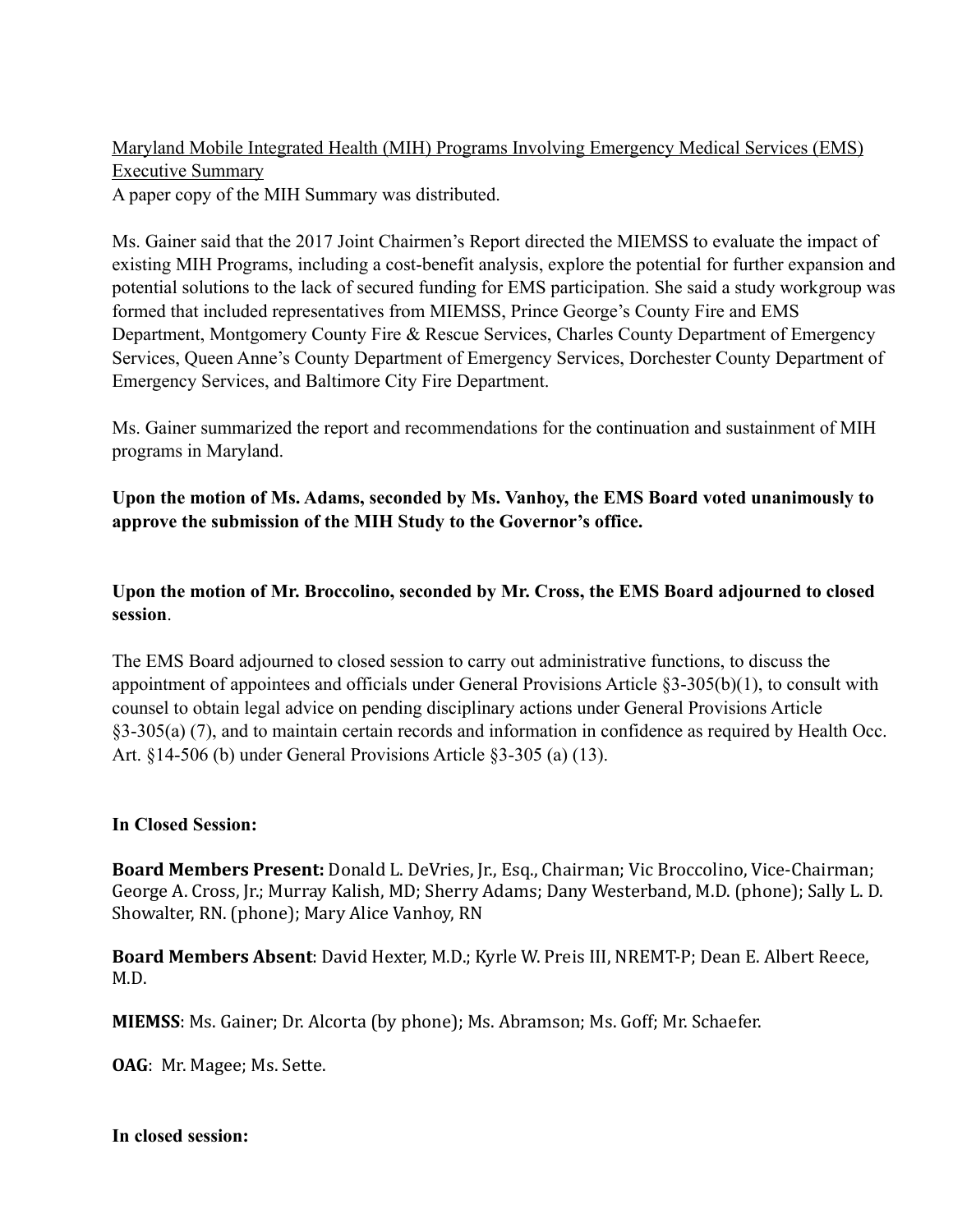Maryland Mobile Integrated Health (MIH) Programs Involving Emergency Medical Services (EMS) Executive Summary

A paper copy of the MIH Summary was distributed.

Ms. Gainer said that the 2017 Joint Chairmen's Report directed the MIEMSS to evaluate the impact of existing MIH Programs, including a cost-benefit analysis, explore the potential for further expansion and potential solutions to the lack of secured funding for EMS participation. She said a study workgroup was formed that included representatives from MIEMSS, Prince George's County Fire and EMS Department, Montgomery County Fire & Rescue Services, Charles County Department of Emergency Services, Queen Anne's County Department of Emergency Services, Dorchester County Department of Emergency Services, and Baltimore City Fire Department.

Ms. Gainer summarized the report and recommendations for the continuation and sustainment of MIH programs in Maryland.

**Upon the motion of Ms. Adams, seconded by Ms. Vanhoy, the EMS Board voted unanimously to approve the submission of the MIH Study to the Governor's office.**

**Upon the motion of Mr. Broccolino, seconded by Mr. Cross, the EMS Board adjourned to closed session**.

The EMS Board adjourned to closed session to carry out administrative functions, to discuss the appointment of appointees and officials under General Provisions Article §3-305(b)(1), to consult with counsel to obtain legal advice on pending disciplinary actions under General Provisions Article §3-305(a) (7), and to maintain certain records and information in confidence as required by Health Occ. Art. §14-506 (b) under General Provisions Article §3-305 (a) (13).

**In Closed Session:**

**Board Members Present:** Donald L. DeVries, Jr., Esq., Chairman; Vic Broccolino, Vice-Chairman; George A. Cross, Jr.; Murray Kalish, MD; Sherry Adams; Dany Westerband, M.D. (phone); Sally L. D. Showalter, RN. (phone); Mary Alice Vanhoy, RN

**Board Members Absent**: David Hexter, M.D.; Kyrle W. Preis III, NREMT-P; Dean E. Albert Reece, M.D.

**MIEMSS**: Ms. Gainer; Dr. Alcorta (by phone); Ms. Abramson; Ms. Goff; Mr. Schaefer.

**OAG**: Mr. Magee; Ms. Sette.

**In closed session:**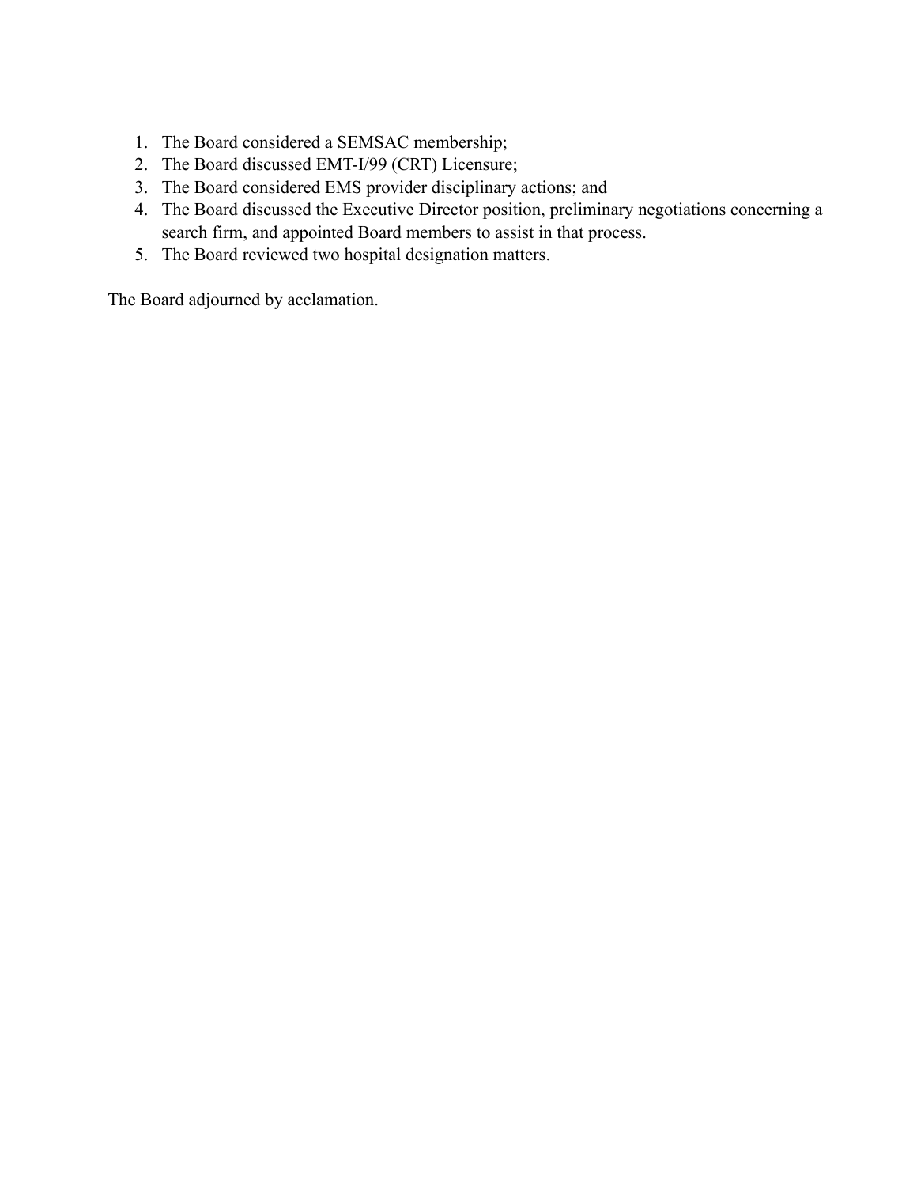1. The Board considered a SEMSAC membership;
2. The Board discussed EMT-I/99 (CRT) Licensure;
3. The Board considered EMS provider disciplinary actions; and
4. The Board discussed the Executive Director position, preliminary negotiations concerning a search firm, and appointed Board members to assist in that process.
5. The Board reviewed two hospital designation matters.

The Board adjourned by acclamation.